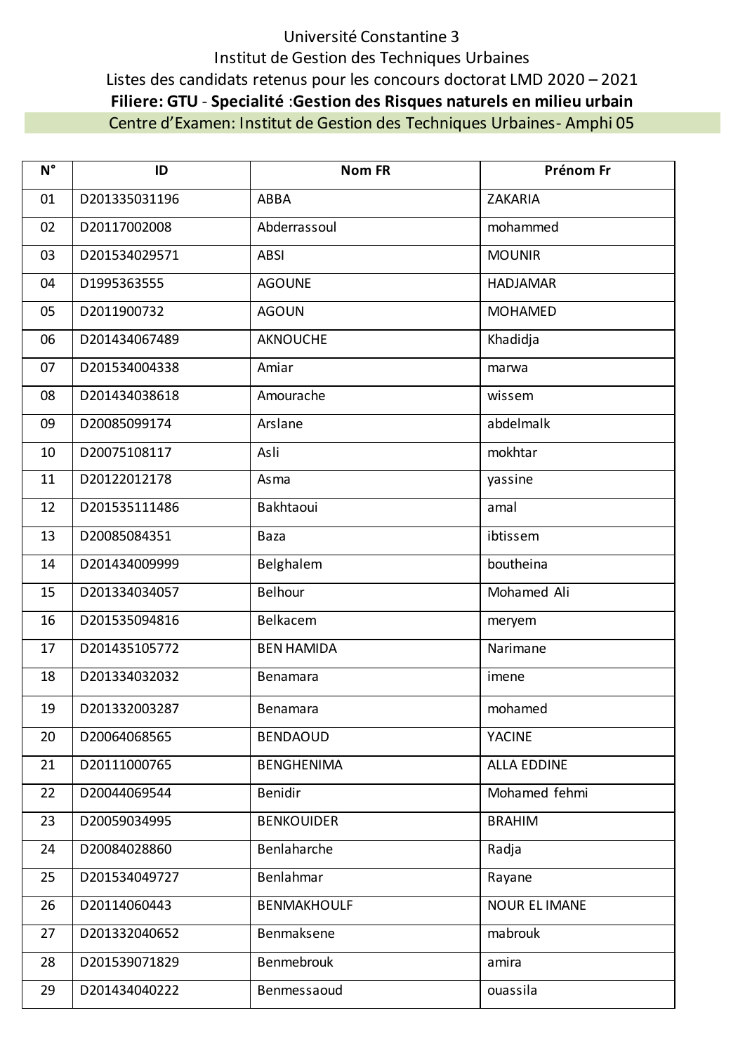Université Constantine 3

Institut de Gestion des Techniques Urbaines

Listes des candidats retenus pour les concours doctorat LMD 2020 – 2021

**Filiere: GTU** - **Specialité** :**Gestion des Risques naturels en milieu urbain**

Centre d'Examen: Institut de Gestion des Techniques Urbaines- Amphi 05

| N° | ID | Nom FR | Prénom Fr |
|---|---|---|---|
| 01 | D201335031196 | ABBA | ZAKARIA |
| 02 | D20117002008 | Abderrassoul | mohammed |
| 03 | D201534029571 | ABSI | MOUNIR |
| 04 | D1995363555 | AGOUNE | HADJAMAR |
| 05 | D2011900732 | AGOUN | MOHAMED |
| 06 | D201434067489 | AKNOUCHE | Khadidja |
| 07 | D201534004338 | Amiar | marwa |
| 08 | D201434038618 | Amourache | wissem |
| 09 | D20085099174 | Arslane | abdelmalk |
| 10 | D20075108117 | Asli | mokhtar |
| 11 | D20122012178 | Asma | yassine |
| 12 | D201535111486 | Bakhtaoui | amal |
| 13 | D20085084351 | Baza | ibtissem |
| 14 | D201434009999 | Belghalem | boutheina |
| 15 | D201334034057 | Belhour | Mohamed Ali |
| 16 | D201535094816 | Belkacem | meryem |
| 17 | D201435105772 | BEN HAMIDA | Narimane |
| 18 | D201334032032 | Benamara | imene |
| 19 | D201332003287 | Benamara | mohamed |
| 20 | D20064068565 | BENDAOUD | YACINE |
| 21 | D20111000765 | BENGHENIMA | ALLA EDDINE |
| 22 | D20044069544 | Benidir | Mohamed fehmi |
| 23 | D20059034995 | BENKOUIDER | BRAHIM |
| 24 | D20084028860 | Benlaharche | Radja |
| 25 | D201534049727 | Benlahmar | Rayane |
| 26 | D20114060443 | BENMAKHOULF | NOUR EL IMANE |
| 27 | D201332040652 | Benmaksene | mabrouk |
| 28 | D201539071829 | Benmebrouk | amira |
| 29 | D201434040222 | Benmessaoud | ouassila |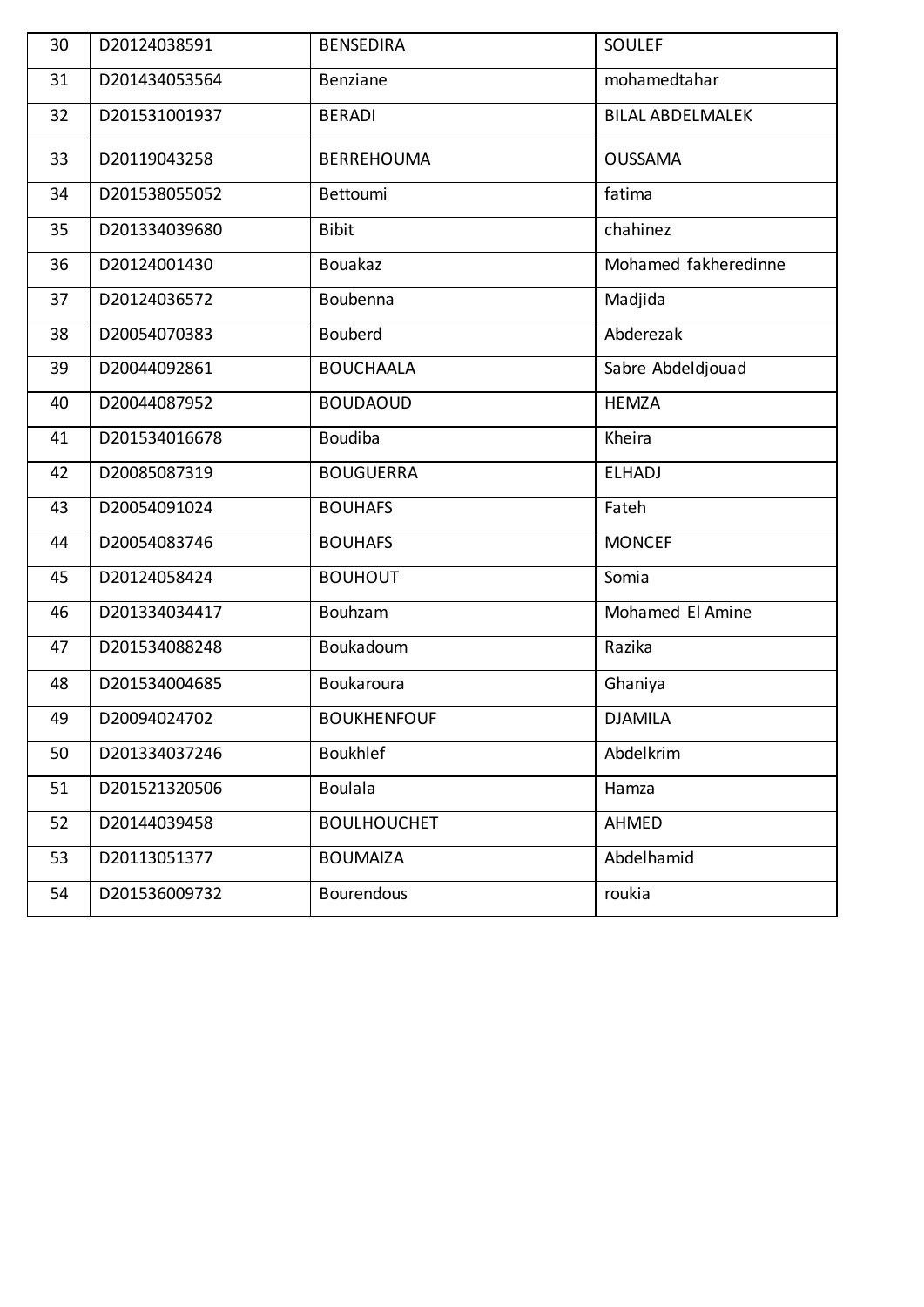| 30 | D20124038591 | BENSEDIRA | SOULEF |
|---|---|---|---|
| 31 | D201434053564 | Benziane | mohamedtahar |
| 32 | D201531001937 | BERADI | BILAL ABDELMALEK |
| 33 | D20119043258 | BERREHOUMA | OUSSAMA |
| 34 | D201538055052 | Bettoumi | fatima |
| 35 | D201334039680 | Bibit | chahinez |
| 36 | D20124001430 | Bouakaz | Mohamed fakheredinne |
| 37 | D20124036572 | Boubenna | Madjida |
| 38 | D20054070383 | Bouberd | Abderezak |
| 39 | D20044092861 | BOUCHAALA | Sabre Abdeldjouad |
| 40 | D20044087952 | BOUDAOUD | HEMZA |
| 41 | D201534016678 | Boudiba | Kheira |
| 42 | D20085087319 | BOUGUERRA | ELHADJ |
| 43 | D20054091024 | BOUHAFS | Fateh |
| 44 | D20054083746 | BOUHAFS | MONCEF |
| 45 | D20124058424 | BOUHOUT | Somia |
| 46 | D201334034417 | Bouhzam | Mohamed El Amine |
| 47 | D201534088248 | Boukadoum | Razika |
| 48 | D201534004685 | Boukaroura | Ghaniya |
| 49 | D20094024702 | BOUKHENFOUF | DJAMILA |
| 50 | D201334037246 | Boukhlef | Abdelkrim |
| 51 | D201521320506 | Boulala | Hamza |
| 52 | D20144039458 | BOULHOUCHET | AHMED |
| 53 | D20113051377 | BOUMAIZA | Abdelhamid |
| 54 | D201536009732 | Bourendous | roukia |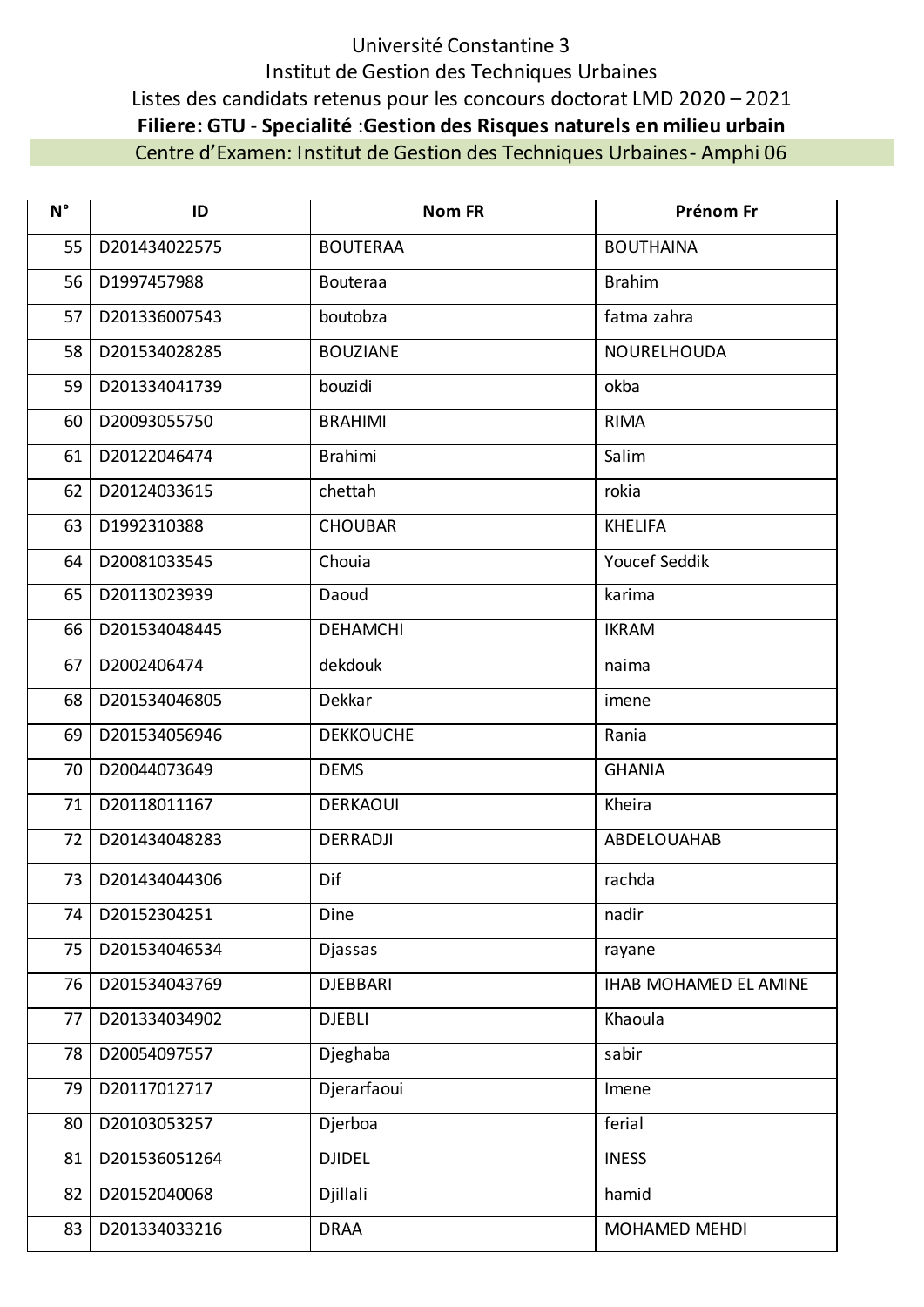Université Constantine 3

Institut de Gestion des Techniques Urbaines

Listes des candidats retenus pour les concours doctorat LMD 2020 – 2021

**Filiere: GTU** - **Specialité** :**Gestion des Risques naturels en milieu urbain**

Centre d'Examen: Institut de Gestion des Techniques Urbaines- Amphi 06

| N° | ID | Nom FR | Prénom Fr |
|---|---|---|---|
| 55 | D201434022575 | BOUTERAA | BOUTHAINA |
| 56 | D1997457988 | Bouteraa | Brahim |
| 57 | D201336007543 | boutobza | fatma zahra |
| 58 | D201534028285 | BOUZIANE | NOURELHOUDA |
| 59 | D201334041739 | bouzidi | okba |
| 60 | D20093055750 | BRAHIMI | RIMA |
| 61 | D20122046474 | Brahimi | Salim |
| 62 | D20124033615 | chettah | rokia |
| 63 | D1992310388 | CHOUBAR | KHELIFA |
| 64 | D20081033545 | Chouia | Youcef Seddik |
| 65 | D20113023939 | Daoud | karima |
| 66 | D201534048445 | DEHAMCHI | IKRAM |
| 67 | D2002406474 | dekdouk | naima |
| 68 | D201534046805 | Dekkar | imene |
| 69 | D201534056946 | DEKKOUCHE | Rania |
| 70 | D20044073649 | DEMS | GHANIA |
| 71 | D20118011167 | DERKAOUI | Kheira |
| 72 | D201434048283 | DERRADJI | ABDELOUAHAB |
| 73 | D201434044306 | Dif | rachda |
| 74 | D20152304251 | Dine | nadir |
| 75 | D201534046534 | Djassas | rayane |
| 76 | D201534043769 | DJEBBARI | IHAB MOHAMED EL AMINE |
| 77 | D201334034902 | DJEBLI | Khaoula |
| 78 | D20054097557 | Djeghaba | sabir |
| 79 | D20117012717 | Djerarfaoui | Imene |
| 80 | D20103053257 | Djerboa | ferial |
| 81 | D201536051264 | DJIDEL | INESS |
| 82 | D20152040068 | Djillali | hamid |
| 83 | D201334033216 | DRAA | MOHAMED MEHDI |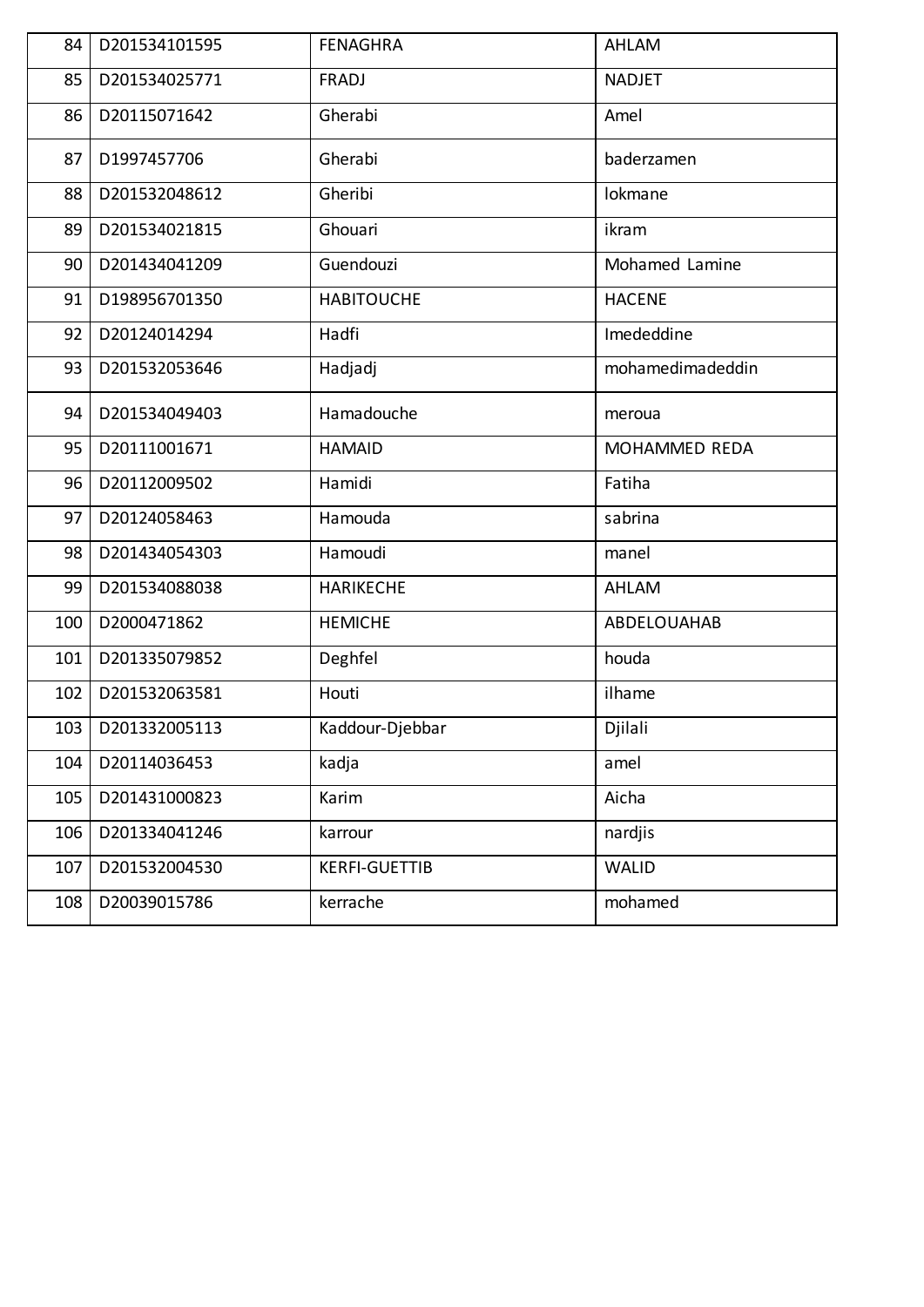| 84 | D201534101595 | FENAGHRA | AHLAM |
|---|---|---|---|
| 85 | D201534025771 | FRADJ | NADJET |
| 86 | D20115071642 | Gherabi | Amel |
| 87 | D1997457706 | Gherabi | baderzamen |
| 88 | D201532048612 | Gheribi | lokmane |
| 89 | D201534021815 | Ghouari | ikram |
| 90 | D201434041209 | Guendouzi | Mohamed Lamine |
| 91 | D198956701350 | HABITOUCHE | HACENE |
| 92 | D20124014294 | Hadfi | Imededdine |
| 93 | D201532053646 | Hadjadj | mohamedimadeddin |
| 94 | D201534049403 | Hamadouche | meroua |
| 95 | D20111001671 | HAMAID | MOHAMMED REDA |
| 96 | D20112009502 | Hamidi | Fatiha |
| 97 | D20124058463 | Hamouda | sabrina |
| 98 | D201434054303 | Hamoudi | manel |
| 99 | D201534088038 | HARIKECHE | AHLAM |
| 100 | D2000471862 | HEMICHE | ABDELOUAHAB |
| 101 | D201335079852 | Deghfel | houda |
| 102 | D201532063581 | Houti | ilhame |
| 103 | D201332005113 | Kaddour-Djebbar | Djilali |
| 104 | D20114036453 | kadja | amel |
| 105 | D201431000823 | Karim | Aicha |
| 106 | D201334041246 | karrour | nardjis |
| 107 | D201532004530 | KERFI-GUETTIB | WALID |
| 108 | D20039015786 | kerrache | mohamed |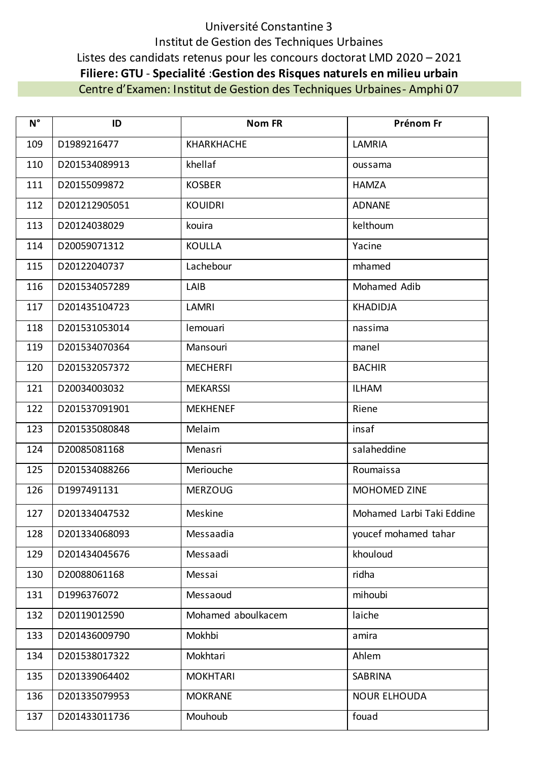Université Constantine 3

Institut de Gestion des Techniques Urbaines

Listes des candidats retenus pour les concours doctorat LMD 2020 – 2021

**Filiere: GTU - Specialité :Gestion des Risques naturels en milieu urbain**

Centre d'Examen: Institut de Gestion des Techniques Urbaines- Amphi 07

| N° | ID | Nom FR | Prénom Fr |
|---|---|---|---|
| 109 | D1989216477 | KHARKHACHE | LAMRIA |
| 110 | D201534089913 | khellaf | oussama |
| 111 | D20155099872 | KOSBER | HAMZA |
| 112 | D201212905051 | KOUIDRI | ADNANE |
| 113 | D20124038029 | kouira | kelthoum |
| 114 | D20059071312 | KOULLA | Yacine |
| 115 | D20122040737 | Lachebour | mhamed |
| 116 | D201534057289 | LAIB | Mohamed Adib |
| 117 | D201435104723 | LAMRI | KHADIDJA |
| 118 | D201531053014 | lemouari | nassima |
| 119 | D201534070364 | Mansouri | manel |
| 120 | D201532057372 | MECHERFI | BACHIR |
| 121 | D20034003032 | MEKARSSI | ILHAM |
| 122 | D201537091901 | MEKHENEF | Riene |
| 123 | D201535080848 | Melaim | insaf |
| 124 | D20085081168 | Menasri | salaheddine |
| 125 | D201534088266 | Meriouche | Roumaissa |
| 126 | D1997491131 | MERZOUG | MOHOMED ZINE |
| 127 | D201334047532 | Meskine | Mohamed Larbi Taki Eddine |
| 128 | D201334068093 | Messaadia | youcef mohamed tahar |
| 129 | D201434045676 | Messaadi | khouloud |
| 130 | D20088061168 | Messai | ridha |
| 131 | D1996376072 | Messaoud | mihoubi |
| 132 | D20119012590 | Mohamed aboulkacem | laiche |
| 133 | D201436009790 | Mokhbi | amira |
| 134 | D201538017322 | Mokhtari | Ahlem |
| 135 | D201339064402 | MOKHTARI | SABRINA |
| 136 | D201335079953 | MOKRANE | NOUR ELHOUDA |
| 137 | D201433011736 | Mouhoub | fouad |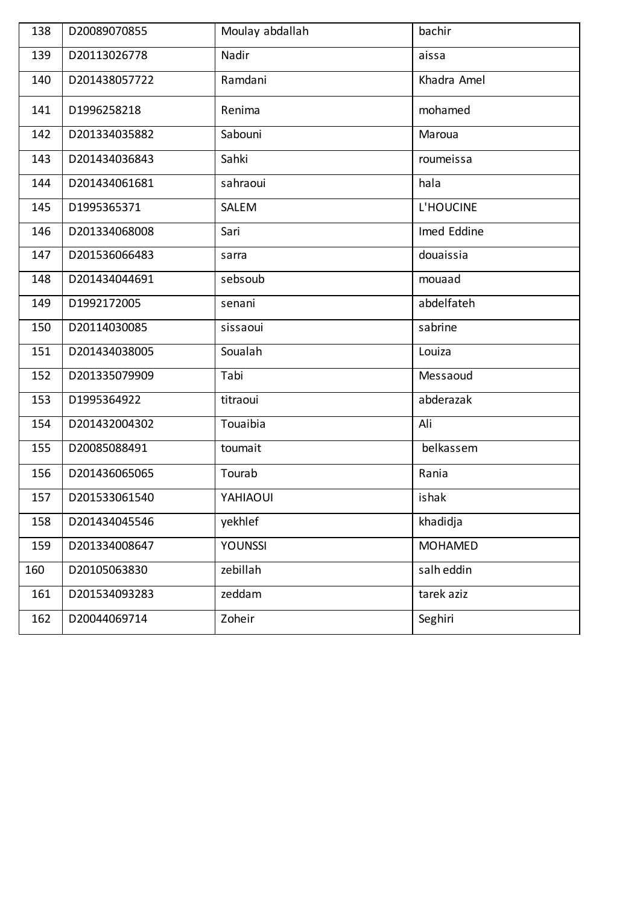| | | | |
|---|---|---|---|
| 138 | D20089070855 | Moulay abdallah | bachir |
| 139 | D20113026778 | Nadir | aissa |
| 140 | D201438057722 | Ramdani | Khadra Amel |
| 141 | D1996258218 | Renima | mohamed |
| 142 | D201334035882 | Sabouni | Maroua |
| 143 | D201434036843 | Sahki | roumeissa |
| 144 | D201434061681 | sahraoui | hala |
| 145 | D1995365371 | SALEM | L'HOUCINE |
| 146 | D201334068008 | Sari | Imed Eddine |
| 147 | D201536066483 | sarra | douaissia |
| 148 | D201434044691 | sebsoub | mouaad |
| 149 | D1992172005 | senani | abdelfateh |
| 150 | D20114030085 | sissaoui | sabrine |
| 151 | D201434038005 | Soualah | Louiza |
| 152 | D201335079909 | Tabi | Messaoud |
| 153 | D1995364922 | titraoui | abderazak |
| 154 | D201432004302 | Touaibia | Ali |
| 155 | D20085088491 | toumait | belkassem |
| 156 | D201436065065 | Tourab | Rania |
| 157 | D201533061540 | YAHIAOUI | ishak |
| 158 | D201434045546 | yekhlef | khadidja |
| 159 | D201334008647 | YOUNSSI | MOHAMED |
| 160 | D20105063830 | zebillah | salh eddin |
| 161 | D201534093283 | zeddam | tarek aziz |
| 162 | D20044069714 | Zoheir | Seghiri |